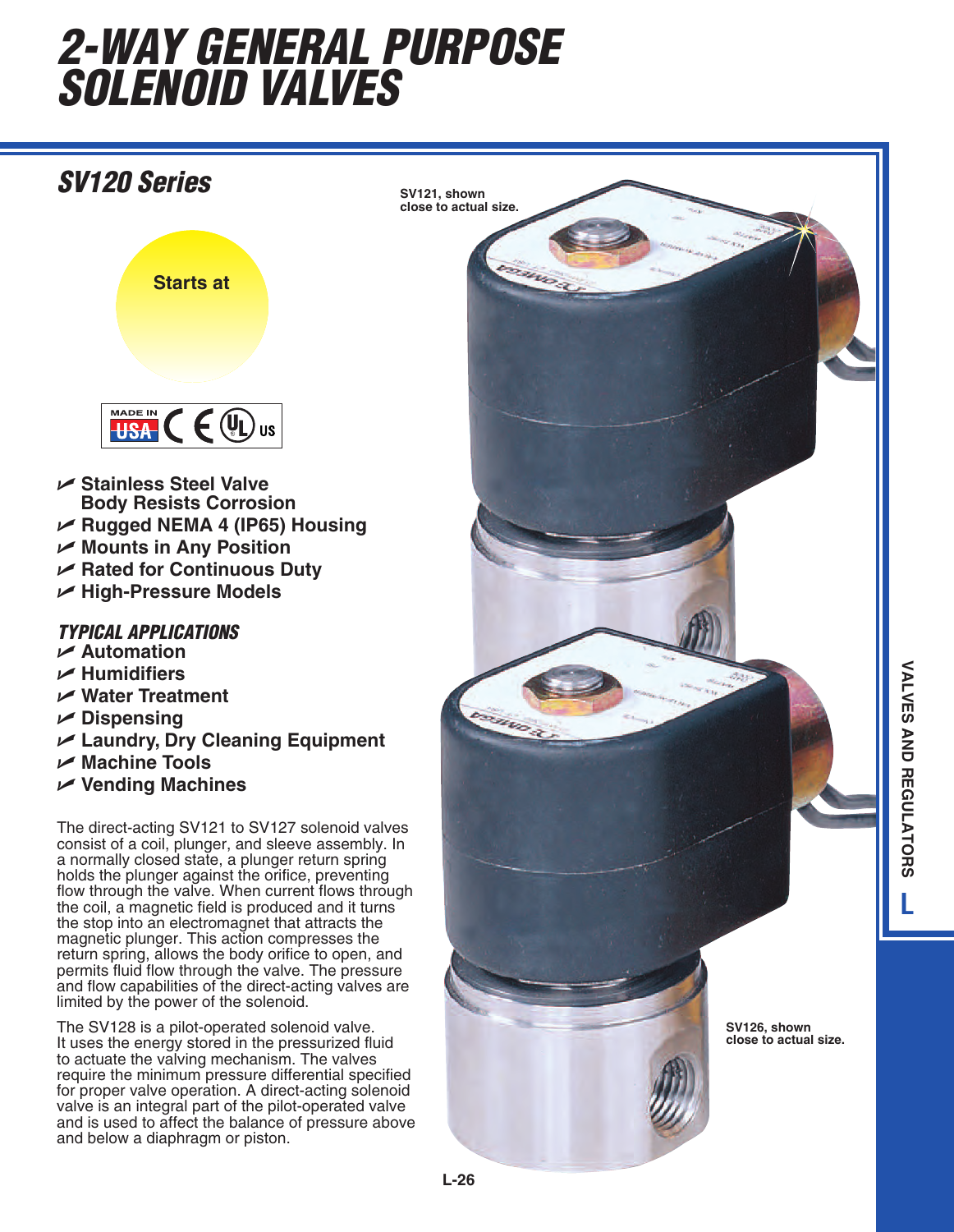# 2-WAY GENERAL PURPOSE SOLENOID VALVES

## SV120 Series

Starts at

MADE IN USA

- Stainless Steel Valve Body Resists Corrosion
- Rugged NEMA 4 (IP65) Housing
- Mounts in Any Position
- Rated for Continuous Duty
- High-Pressure Models

### TYPICAL APPLICATIONS

- Automation
- Humidifiers
- Water Treatment
- Dispensing
- Laundry, Dry Cleaning Equipment
- Machine Tools
- Vending Machines

The direct-acting SV121 to SV127 solenoid valves consist of a coil, plunger, and sleeve assembly. In a normally closed state, a plunger return spring holds the plunger against the orifice, preventing flow through the valve. When current flows through the coil, a magnetic field is produced and it turns the stop into an electromagnet that attracts the magnetic plunger. This action compresses the return spring, allows the body orifice to open, and permits fluid flow through the valve. The pressure and flow capabilities of the direct-acting valves are limited by the power of the solenoid.

The SV128 is a pilot-operated solenoid valve. It uses the energy stored in the pressurized fluid to actuate the valving mechanism. The valves require the minimum pressure differential specified for proper valve operation. A direct-acting solenoid valve is an integral part of the pilot-operated valve and is used to affect the balance of pressure above and below a diaphragm or piston.

SV121, shown close to actual size.

SV126, shown close to actual size.

VALVES AND REGULATORS

L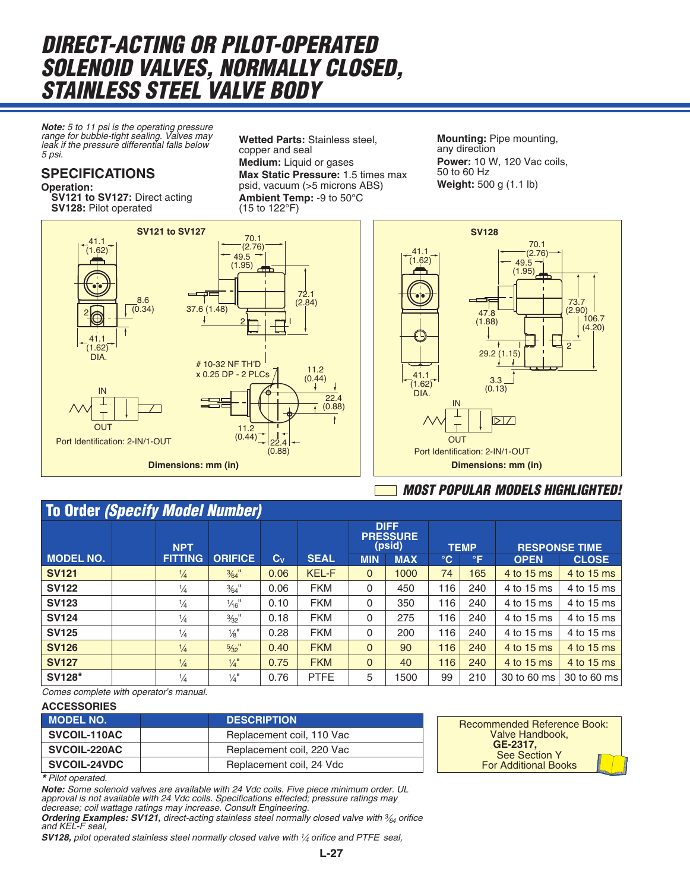# DIRECT-ACTING OR PILOT-OPERATED SOLENOID VALVES, NORMALLY CLOSED, STAINLESS STEEL VALVE BODY

***Note:** 5 to 11 psi is the operating pressure range for bubble-tight sealing. Valves may leak if the pressure differential falls below 5 psi.*

## SPECIFICATIONS

**Operation:**
**SV121 to SV127:** Direct acting
**SV128:** Pilot operated

**Wetted Parts:** Stainless steel, copper and seal
**Medium:** Liquid or gases
**Max Static Pressure:** 1.5 times max psid, vacuum (>5 microns ABS)
**Ambient Temp:** -9 to 50°C (15 to 122°F)

**Mounting:** Pipe mounting, any direction
**Power:** 10 W, 120 Vac coils, 50 to 60 Hz
**Weight:** 500 g (1.1 lb)

SV121 to SV127

41.1 (1.62)
70.1 (2.76)
49.5 (1.95)
8.6 (0.34)
72.1 (2.84)
37.6 (1.48)
2
1
41.1 (1.62) DIA.
# 10-32 NF TH'D x 0.25 DP - 2 PLCs
11.2 (0.44)
22.4 (0.88)
11.2 (0.44)
22.4 (0.88)
IN
OUT
Port Identification: 2-IN/1-OUT
**Dimensions: mm (in)**

SV128

41.1 (1.62)
70.1 (2.76)
49.5 (1.95)
47.8 (1.88)
73.7 (2.90)
106.7 (4.20)
2
1
29.2 (1.15)
3.3 (0.13)
41.1 (1.62) DIA.
IN
OUT
Port Identification: 2-IN/1-OUT
**Dimensions: mm (in)**

***MOST POPULAR MODELS HIGHLIGHTED!***

## To Order *(Specify Model Number)*

| MODEL NO. | | NPT FITTING | ORIFICE | $C_V$ | SEAL | DIFF PRESSURE (psid) MIN | MAX | TEMP °C | °F | RESPONSE TIME OPEN | CLOSE |
|---|---|---|---|---|---|---|---|---|---|---|---|
| **SV121** | | ¼ | 3⁄64" | 0.06 | KEL-F | 0 | 1000 | 74 | 165 | 4 to 15 ms | 4 to 15 ms |
| **SV122** | | ¼ | 3⁄64" | 0.06 | FKM | 0 | 450 | 116 | 240 | 4 to 15 ms | 4 to 15 ms |
| **SV123** | | ¼ | 1⁄16" | 0.10 | FKM | 0 | 350 | 116 | 240 | 4 to 15 ms | 4 to 15 ms |
| **SV124** | | ¼ | 3⁄32" | 0.18 | FKM | 0 | 275 | 116 | 240 | 4 to 15 ms | 4 to 15 ms |
| **SV125** | | ¼ | ⅛" | 0.28 | FKM | 0 | 200 | 116 | 240 | 4 to 15 ms | 4 to 15 ms |
| **SV126** | | ¼ | 5⁄32" | 0.40 | FKM | 0 | 90 | 116 | 240 | 4 to 15 ms | 4 to 15 ms |
| **SV127** | | ¼ | ¼" | 0.75 | FKM | 0 | 40 | 116 | 240 | 4 to 15 ms | 4 to 15 ms |
| **SV128*** | | ¼ | ¼" | 0.76 | PTFE | 5 | 1500 | 99 | 210 | 30 to 60 ms | 30 to 60 ms |

*Comes complete with operator's manual.*

### ACCESSORIES

| MODEL NO. | | DESCRIPTION |
|---|---|---|
| **SVCOIL-110AC** | | Replacement coil, 110 Vac |
| **SVCOIL-220AC** | | Replacement coil, 220 Vac |
| **SVCOIL-24VDC** | | Replacement coil, 24 Vdc |

Recommended Reference Book: Valve Handbook, **GE-2317,** See Section Y For Additional Books

*** *Pilot operated.*

***Note:** Some solenoid valves are available with 24 Vdc coils. Five piece minimum order. UL approval is not available with 24 Vdc coils. Specifications effected; pressure ratings may decrease; coil wattage ratings may increase. Consult Engineering.*

***Ordering Examples: SV121,** direct-acting stainless steel normally closed valve with 3⁄64 orifice and KEL-F seal,*

***SV128,** pilot operated stainless steel normally closed valve with ¼ orifice and PTFE seal,*